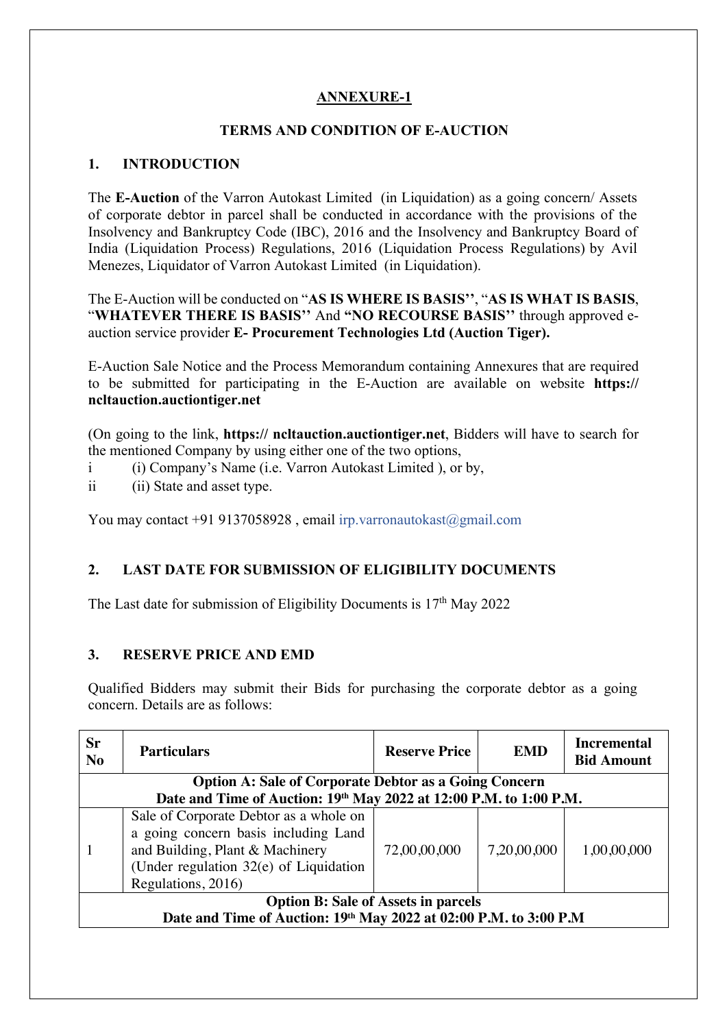## ANNEXURE-1

### TERMS AND CONDITION OF E-AUCTION

### 1. INTRODUCTION

The **E-Auction** of the Varron Autokast Limited (in Liquidation) as a going concern/ Assets of corporate debtor in parcel shall be conducted in accordance with the provisions of the Insolvency and Bankruptcy Code (IBC), 2016 and the Insolvency and Bankruptcy Board of India (Liquidation Process) Regulations, 2016 (Liquidation Process Regulations) by Avil Menezes, Liquidator of Varron Autokast Limited (in Liquidation).

The E-Auction will be conducted on "**AS IS WHERE IS BASIS**'', "**AS IS WHAT IS BASIS**, "**WHATEVER THERE IS BASIS**'' And **"NO RECOURSE BASIS**'' through approved e-auction service provider **E- Procurement Technologies Ltd (Auction Tiger).**

E-Auction Sale Notice and the Process Memorandum containing Annexures that are required to be submitted for participating in the E-Auction are available on website **https:// ncltauction.auctiontiger.net**

(On going to the link, **https:// ncltauction.auctiontiger.net**, Bidders will have to search for the mentioned Company by using either one of the two options,

i (i) Company's Name (i.e. Varron Autokast Limited ), or by,

ii (ii) State and asset type.

You may contact +91 9137058928 , email irp.varronautokast@gmail.com

### 2. LAST DATE FOR SUBMISSION OF ELIGIBILITY DOCUMENTS

The Last date for submission of Eligibility Documents is 17th May 2022

### 3. RESERVE PRICE AND EMD

Qualified Bidders may submit their Bids for purchasing the corporate debtor as a going concern. Details are as follows:

| Sr No | Particulars | Reserve Price | EMD | Incremental Bid Amount |
|---|---|---|---|---|
| **Option A: Sale of Corporate Debtor as a Going Concern<br>Date and Time of Auction: 19th May 2022 at 12:00 P.M. to 1:00 P.M.** | | | | |
| 1 | Sale of Corporate Debtor as a whole on a going concern basis including Land and Building, Plant & Machinery (Under regulation 32(e) of Liquidation Regulations, 2016) | 72,00,00,000 | 7,20,00,000 | 1,00,00,000 |
| **Option B: Sale of Assets in parcels<br>Date and Time of Auction: 19th May 2022 at 02:00 P.M. to 3:00 P.M** | | | | |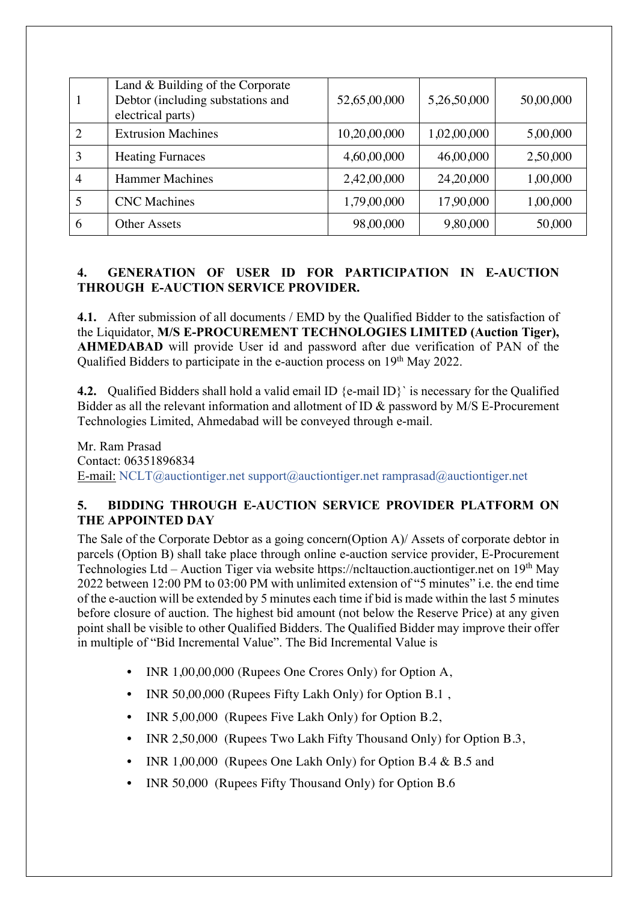| 1 | Land & Building of the Corporate Debtor (including substations and electrical parts) | 52,65,00,000 | 5,26,50,000 | 50,00,000 |
|---|---|---|---|---|
| 2 | Extrusion Machines | 10,20,00,000 | 1,02,00,000 | 5,00,000 |
| 3 | Heating Furnaces | 4,60,00,000 | 46,00,000 | 2,50,000 |
| 4 | Hammer Machines | 2,42,00,000 | 24,20,000 | 1,00,000 |
| 5 | CNC Machines | 1,79,00,000 | 17,90,000 | 1,00,000 |
| 6 | Other Assets | 98,00,000 | 9,80,000 | 50,000 |

## 4. GENERATION OF USER ID FOR PARTICIPATION IN E-AUCTION THROUGH E-AUCTION SERVICE PROVIDER.

**4.1.** After submission of all documents / EMD by the Qualified Bidder to the satisfaction of the Liquidator, **M/S E-PROCUREMENT TECHNOLOGIES LIMITED (Auction Tiger), AHMEDABAD** will provide User id and password after due verification of PAN of the Qualified Bidders to participate in the e-auction process on 19th May 2022.

**4.2.** Qualified Bidders shall hold a valid email ID {e-mail ID}` is necessary for the Qualified Bidder as all the relevant information and allotment of ID & password by M/S E-Procurement Technologies Limited, Ahmedabad will be conveyed through e-mail.

Mr. Ram Prasad
Contact: 06351896834
E-mail: NCLT@auctiontiger.net support@auctiontiger.net ramprasad@auctiontiger.net

## 5. BIDDING THROUGH E-AUCTION SERVICE PROVIDER PLATFORM ON THE APPOINTED DAY

The Sale of the Corporate Debtor as a going concern(Option A)/ Assets of corporate debtor in parcels (Option B) shall take place through online e-auction service provider, E-Procurement Technologies Ltd – Auction Tiger via website https://ncltauction.auctiontiger.net on 19th May 2022 between 12:00 PM to 03:00 PM with unlimited extension of "5 minutes" i.e. the end time of the e-auction will be extended by 5 minutes each time if bid is made within the last 5 minutes before closure of auction. The highest bid amount (not below the Reserve Price) at any given point shall be visible to other Qualified Bidders. The Qualified Bidder may improve their offer in multiple of "Bid Incremental Value". The Bid Incremental Value is

- INR 1,00,00,000 (Rupees One Crores Only) for Option A,
- INR 50,00,000 (Rupees Fifty Lakh Only) for Option B.1 ,
- INR 5,00,000 (Rupees Five Lakh Only) for Option B.2,
- INR 2,50,000 (Rupees Two Lakh Fifty Thousand Only) for Option B.3,
- INR 1,00,000 (Rupees One Lakh Only) for Option B.4 & B.5 and
- INR 50,000 (Rupees Fifty Thousand Only) for Option B.6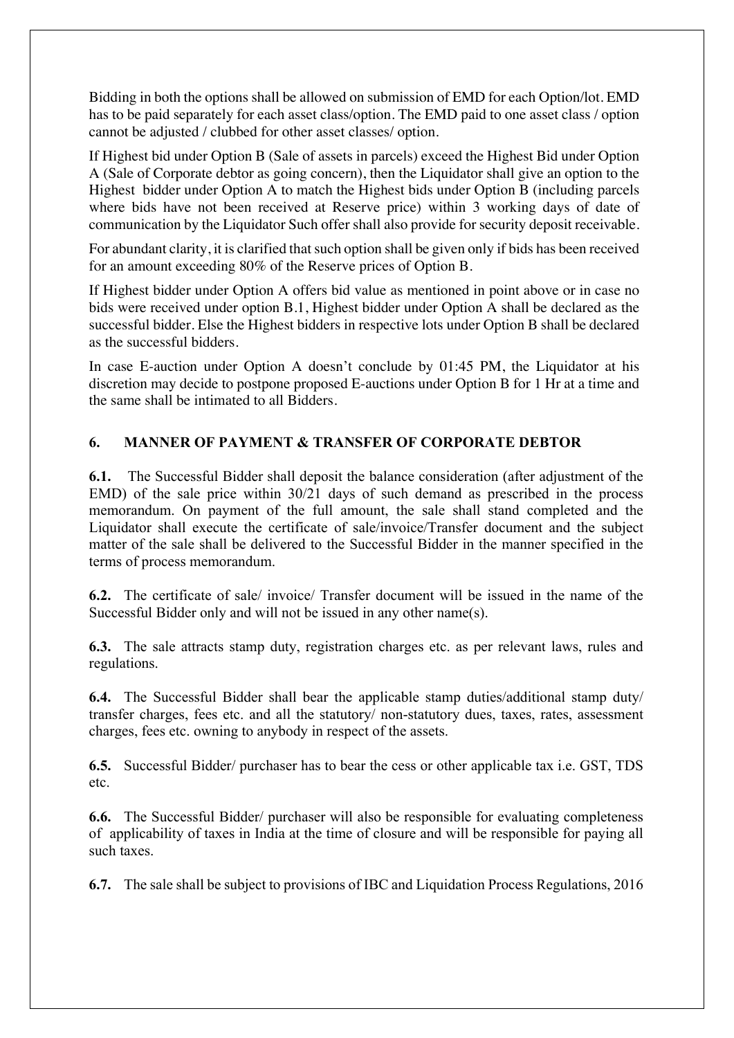Bidding in both the options shall be allowed on submission of EMD for each Option/lot. EMD has to be paid separately for each asset class/option. The EMD paid to one asset class / option cannot be adjusted / clubbed for other asset classes/ option.

If Highest bid under Option B (Sale of assets in parcels) exceed the Highest Bid under Option A (Sale of Corporate debtor as going concern), then the Liquidator shall give an option to the Highest bidder under Option A to match the Highest bids under Option B (including parcels where bids have not been received at Reserve price) within 3 working days of date of communication by the Liquidator Such offer shall also provide for security deposit receivable.

For abundant clarity, it is clarified that such option shall be given only if bids has been received for an amount exceeding 80% of the Reserve prices of Option B.

If Highest bidder under Option A offers bid value as mentioned in point above or in case no bids were received under option B.1, Highest bidder under Option A shall be declared as the successful bidder. Else the Highest bidders in respective lots under Option B shall be declared as the successful bidders.

In case E-auction under Option A doesn't conclude by 01:45 PM, the Liquidator at his discretion may decide to postpone proposed E-auctions under Option B for 1 Hr at a time and the same shall be intimated to all Bidders.

## 6. MANNER OF PAYMENT & TRANSFER OF CORPORATE DEBTOR

**6.1.** The Successful Bidder shall deposit the balance consideration (after adjustment of the EMD) of the sale price within 30/21 days of such demand as prescribed in the process memorandum. On payment of the full amount, the sale shall stand completed and the Liquidator shall execute the certificate of sale/invoice/Transfer document and the subject matter of the sale shall be delivered to the Successful Bidder in the manner specified in the terms of process memorandum.

**6.2.** The certificate of sale/ invoice/ Transfer document will be issued in the name of the Successful Bidder only and will not be issued in any other name(s).

**6.3.** The sale attracts stamp duty, registration charges etc. as per relevant laws, rules and regulations.

**6.4.** The Successful Bidder shall bear the applicable stamp duties/additional stamp duty/ transfer charges, fees etc. and all the statutory/ non-statutory dues, taxes, rates, assessment charges, fees etc. owning to anybody in respect of the assets.

**6.5.** Successful Bidder/ purchaser has to bear the cess or other applicable tax i.e. GST, TDS etc.

**6.6.** The Successful Bidder/ purchaser will also be responsible for evaluating completeness of applicability of taxes in India at the time of closure and will be responsible for paying all such taxes.

**6.7.** The sale shall be subject to provisions of IBC and Liquidation Process Regulations, 2016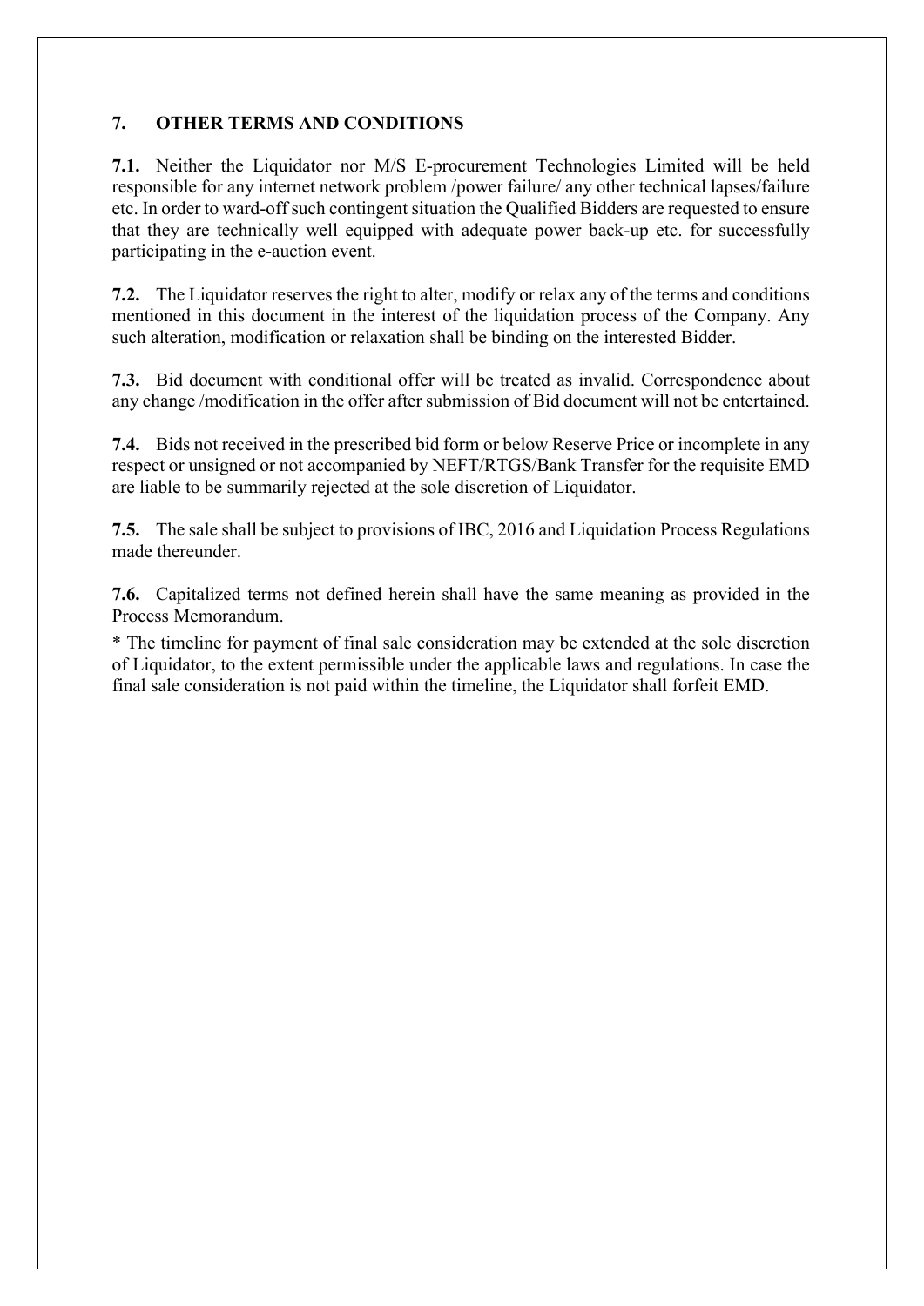## 7. OTHER TERMS AND CONDITIONS

**7.1.** Neither the Liquidator nor M/S E-procurement Technologies Limited will be held responsible for any internet network problem /power failure/ any other technical lapses/failure etc. In order to ward-off such contingent situation the Qualified Bidders are requested to ensure that they are technically well equipped with adequate power back-up etc. for successfully participating in the e-auction event.

**7.2.** The Liquidator reserves the right to alter, modify or relax any of the terms and conditions mentioned in this document in the interest of the liquidation process of the Company. Any such alteration, modification or relaxation shall be binding on the interested Bidder.

**7.3.** Bid document with conditional offer will be treated as invalid. Correspondence about any change /modification in the offer after submission of Bid document will not be entertained.

**7.4.** Bids not received in the prescribed bid form or below Reserve Price or incomplete in any respect or unsigned or not accompanied by NEFT/RTGS/Bank Transfer for the requisite EMD are liable to be summarily rejected at the sole discretion of Liquidator.

**7.5.** The sale shall be subject to provisions of IBC, 2016 and Liquidation Process Regulations made thereunder.

**7.6.** Capitalized terms not defined herein shall have the same meaning as provided in the Process Memorandum.

* The timeline for payment of final sale consideration may be extended at the sole discretion of Liquidator, to the extent permissible under the applicable laws and regulations. In case the final sale consideration is not paid within the timeline, the Liquidator shall forfeit EMD.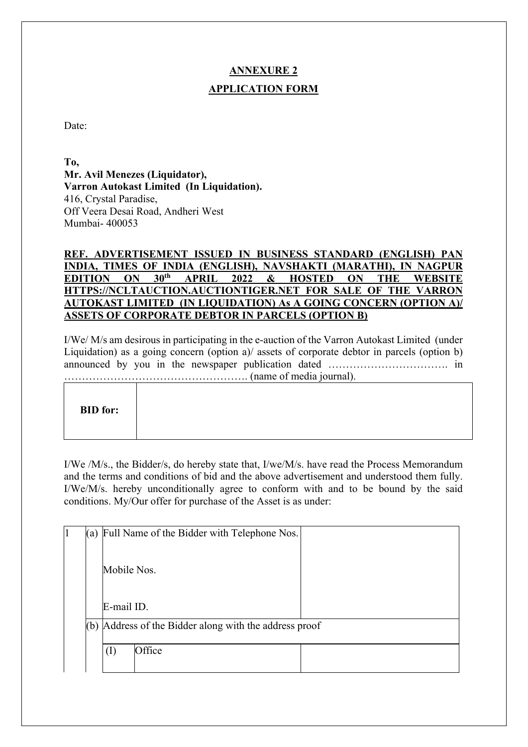## ANNEXURE 2

## APPLICATION FORM

Date:

**To,**
**Mr. Avil Menezes (Liquidator),**
**Varron Autokast Limited (In Liquidation).**
416, Crystal Paradise,
Off Veera Desai Road, Andheri West
Mumbai- 400053

**REF. ADVERTISEMENT ISSUED IN BUSINESS STANDARD (ENGLISH) PAN INDIA, TIMES OF INDIA (ENGLISH), NAVSHAKTI (MARATHI), IN NAGPUR EDITION ON 30th APRIL 2022 & HOSTED ON THE WEBSITE HTTPS://NCLTAUCTION.AUCTIONTIGER.NET FOR SALE OF THE VARRON AUTOKAST LIMITED (IN LIQUIDATION) As A GOING CONCERN (OPTION A)/ ASSETS OF CORPORATE DEBTOR IN PARCELS (OPTION B)**

I/We/ M/s am desirous in participating in the e-auction of the Varron Autokast Limited (under Liquidation) as a going concern (option a)/ assets of corporate debtor in parcels (option b) announced by you in the newspaper publication dated ……………………………. in ……………………………………………. (name of media journal).

| **BID for:** | |
|---|---|

I/We /M/s., the Bidder/s, do hereby state that, I/we/M/s. have read the Process Memorandum and the terms and conditions of bid and the above advertisement and understood them fully. I/We/M/s. hereby unconditionally agree to conform with and to be bound by the said conditions. My/Our offer for purchase of the Asset is as under:

| | | | | |
|---|---|---|---|---|
| 1 | (a) | Full Name of the Bidder with Telephone Nos.<br><br>Mobile Nos.<br><br>E-mail ID. | | |
| | (b) | Address of the Bidder along with the address proof | | |
| | | (I) | Office | |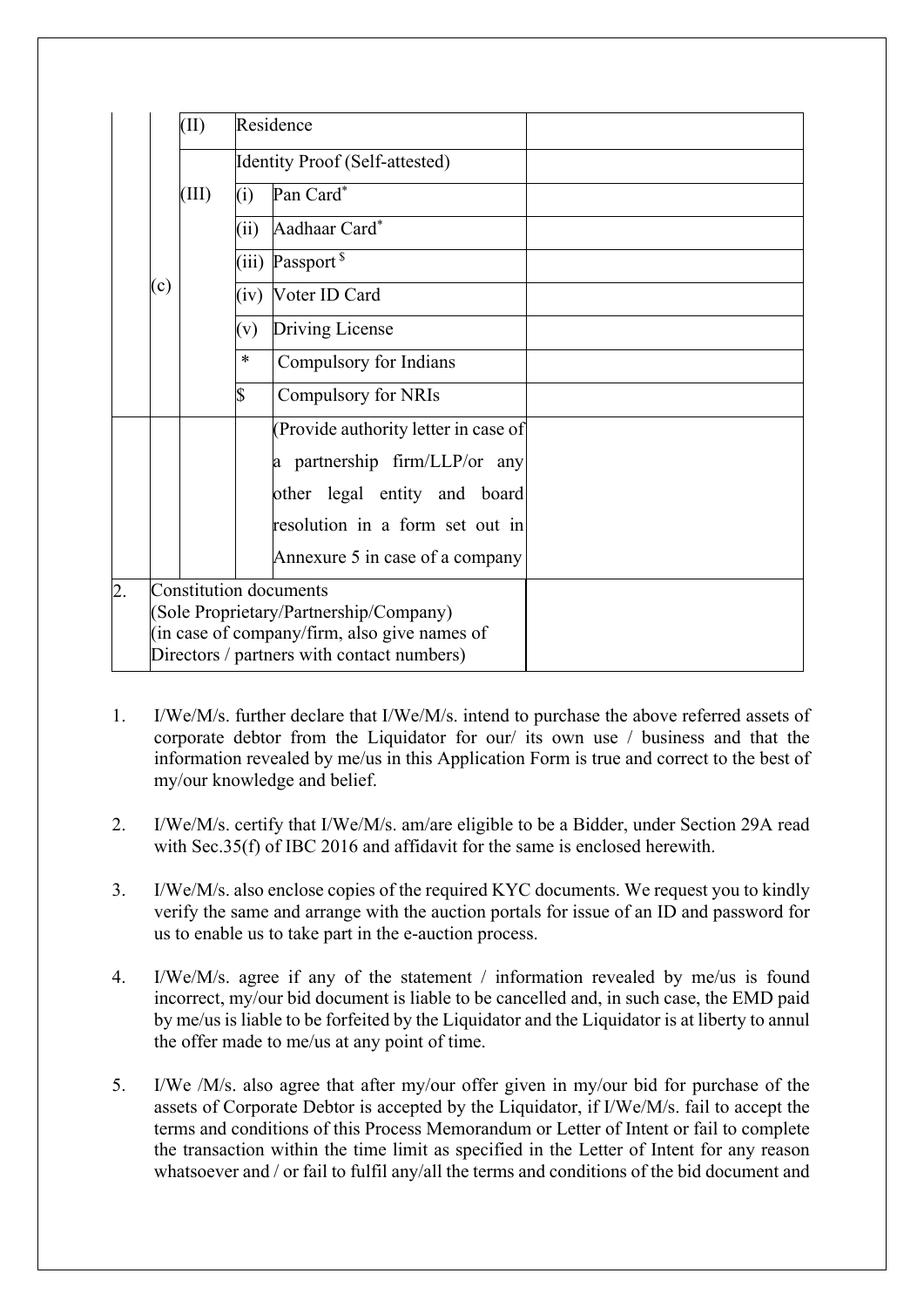| | | | | | |
|---|---|---|---|---|---|
| | | (II) | Residence | | |
| | | (III) | Identity Proof (Self-attested) | | |
| | | | (i) | Pan Card* | |
| | | | (ii) | Aadhaar Card* | |
| | | | (iii) | Passport $ | |
| | (c) | | (iv) | Voter ID Card | |
| | | | (v) | Driving License | |
| | | | * | Compulsory for Indians | |
| | | | $ | Compulsory for NRIs | |
| | | | | (Provide authority letter in case of a partnership firm/LLP/or any other legal entity and board resolution in a form set out in Annexure 5 in case of a company | |
| 2. | Constitution documents (Sole Proprietary/Partnership/Company) (in case of company/firm, also give names of Directors / partners with contact numbers) | | | | |

1. I/We/M/s. further declare that I/We/M/s. intend to purchase the above referred assets of corporate debtor from the Liquidator for our/ its own use / business and that the information revealed by me/us in this Application Form is true and correct to the best of my/our knowledge and belief.

2. I/We/M/s. certify that I/We/M/s. am/are eligible to be a Bidder, under Section 29A read with Sec.35(f) of IBC 2016 and affidavit for the same is enclosed herewith.

3. I/We/M/s. also enclose copies of the required KYC documents. We request you to kindly verify the same and arrange with the auction portals for issue of an ID and password for us to enable us to take part in the e-auction process.

4. I/We/M/s. agree if any of the statement / information revealed by me/us is found incorrect, my/our bid document is liable to be cancelled and, in such case, the EMD paid by me/us is liable to be forfeited by the Liquidator and the Liquidator is at liberty to annul the offer made to me/us at any point of time.

5. I/We /M/s. also agree that after my/our offer given in my/our bid for purchase of the assets of Corporate Debtor is accepted by the Liquidator, if I/We/M/s. fail to accept the terms and conditions of this Process Memorandum or Letter of Intent or fail to complete the transaction within the time limit as specified in the Letter of Intent for any reason whatsoever and / or fail to fulfil any/all the terms and conditions of the bid document and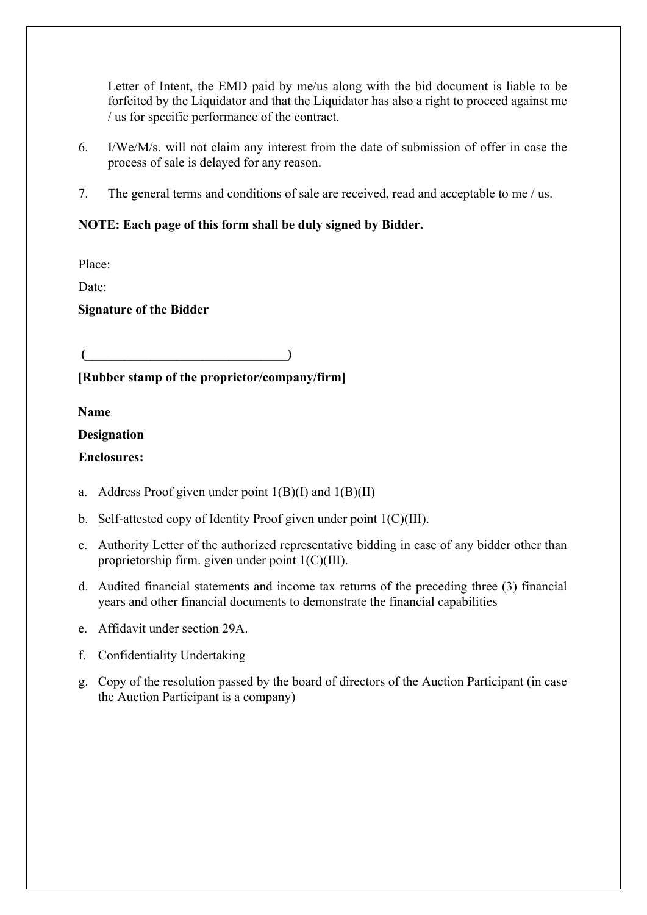Letter of Intent, the EMD paid by me/us along with the bid document is liable to be forfeited by the Liquidator and that the Liquidator has also a right to proceed against me / us for specific performance of the contract.

6. I/We/M/s. will not claim any interest from the date of submission of offer in case the process of sale is delayed for any reason.

7. The general terms and conditions of sale are received, read and acceptable to me / us.

**NOTE: Each page of this form shall be duly signed by Bidder.**

Place:

Date:

**Signature of the Bidder**

**(_______________________________)**

**[Rubber stamp of the proprietor/company/firm]**

**Name**

**Designation**

**Enclosures:**

a. Address Proof given under point 1(B)(I) and 1(B)(II)

b. Self-attested copy of Identity Proof given under point 1(C)(III).

c. Authority Letter of the authorized representative bidding in case of any bidder other than proprietorship firm. given under point 1(C)(III).

d. Audited financial statements and income tax returns of the preceding three (3) financial years and other financial documents to demonstrate the financial capabilities

e. Affidavit under section 29A.

f. Confidentiality Undertaking

g. Copy of the resolution passed by the board of directors of the Auction Participant (in case the Auction Participant is a company)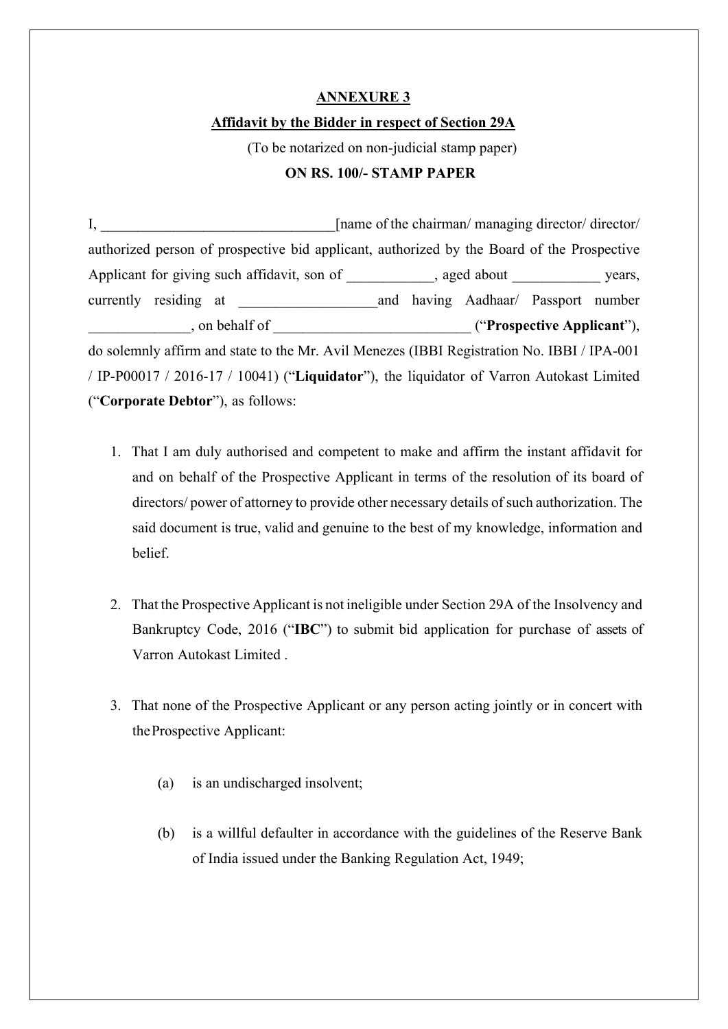**ANNEXURE 3**

**Affidavit by the Bidder in respect of Section 29A**

(To be notarized on non-judicial stamp paper)

**ON RS. 100/- STAMP PAPER**

I, _______________________________[name of the chairman/ managing director/ director/ authorized person of prospective bid applicant, authorized by the Board of the Prospective Applicant for giving such affidavit, son of ___________, aged about ____________ years, currently residing at __________________and having Aadhaar/ Passport number ______________, on behalf of __________________________ ("**Prospective Applicant**"), do solemnly affirm and state to the Mr. Avil Menezes (IBBI Registration No. IBBI / IPA-001 / IP-P00017 / 2016-17 / 10041) ("**Liquidator**"), the liquidator of Varron Autokast Limited ("**Corporate Debtor**"), as follows:

1. That I am duly authorised and competent to make and affirm the instant affidavit for and on behalf of the Prospective Applicant in terms of the resolution of its board of directors/ power of attorney to provide other necessary details of such authorization. The said document is true, valid and genuine to the best of my knowledge, information and belief.

2. That the Prospective Applicant is not ineligible under Section 29A of the Insolvency and Bankruptcy Code, 2016 ("**IBC**") to submit bid application for purchase of assets of Varron Autokast Limited .

3. That none of the Prospective Applicant or any person acting jointly or in concert with the Prospective Applicant:

   (a) is an undischarged insolvent;

   (b) is a willful defaulter in accordance with the guidelines of the Reserve Bank of India issued under the Banking Regulation Act, 1949;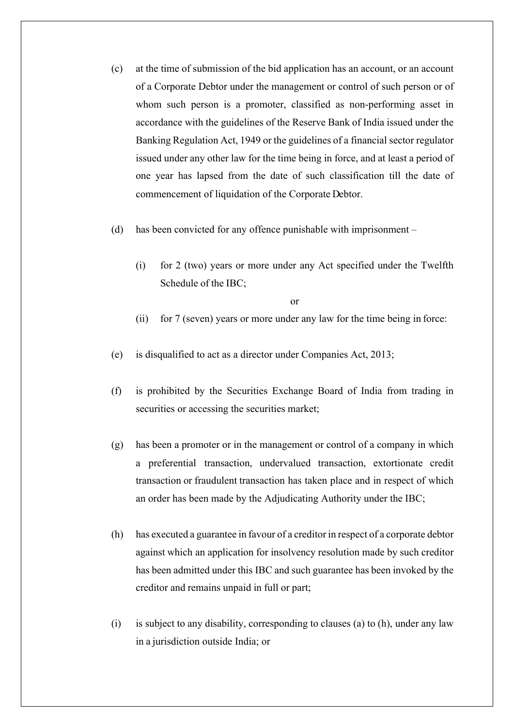(c) at the time of submission of the bid application has an account, or an account of a Corporate Debtor under the management or control of such person or of whom such person is a promoter, classified as non-performing asset in accordance with the guidelines of the Reserve Bank of India issued under the Banking Regulation Act, 1949 or the guidelines of a financial sector regulator issued under any other law for the time being in force, and at least a period of one year has lapsed from the date of such classification till the date of commencement of liquidation of the Corporate Debtor.

(d) has been convicted for any offence punishable with imprisonment –

  (i) for 2 (two) years or more under any Act specified under the Twelfth Schedule of the IBC;

  or

  (ii) for 7 (seven) years or more under any law for the time being in force:

(e) is disqualified to act as a director under Companies Act, 2013;

(f) is prohibited by the Securities Exchange Board of India from trading in securities or accessing the securities market;

(g) has been a promoter or in the management or control of a company in which a preferential transaction, undervalued transaction, extortionate credit transaction or fraudulent transaction has taken place and in respect of which an order has been made by the Adjudicating Authority under the IBC;

(h) has executed a guarantee in favour of a creditor in respect of a corporate debtor against which an application for insolvency resolution made by such creditor has been admitted under this IBC and such guarantee has been invoked by the creditor and remains unpaid in full or part;

(i) is subject to any disability, corresponding to clauses (a) to (h), under any law in a jurisdiction outside India; or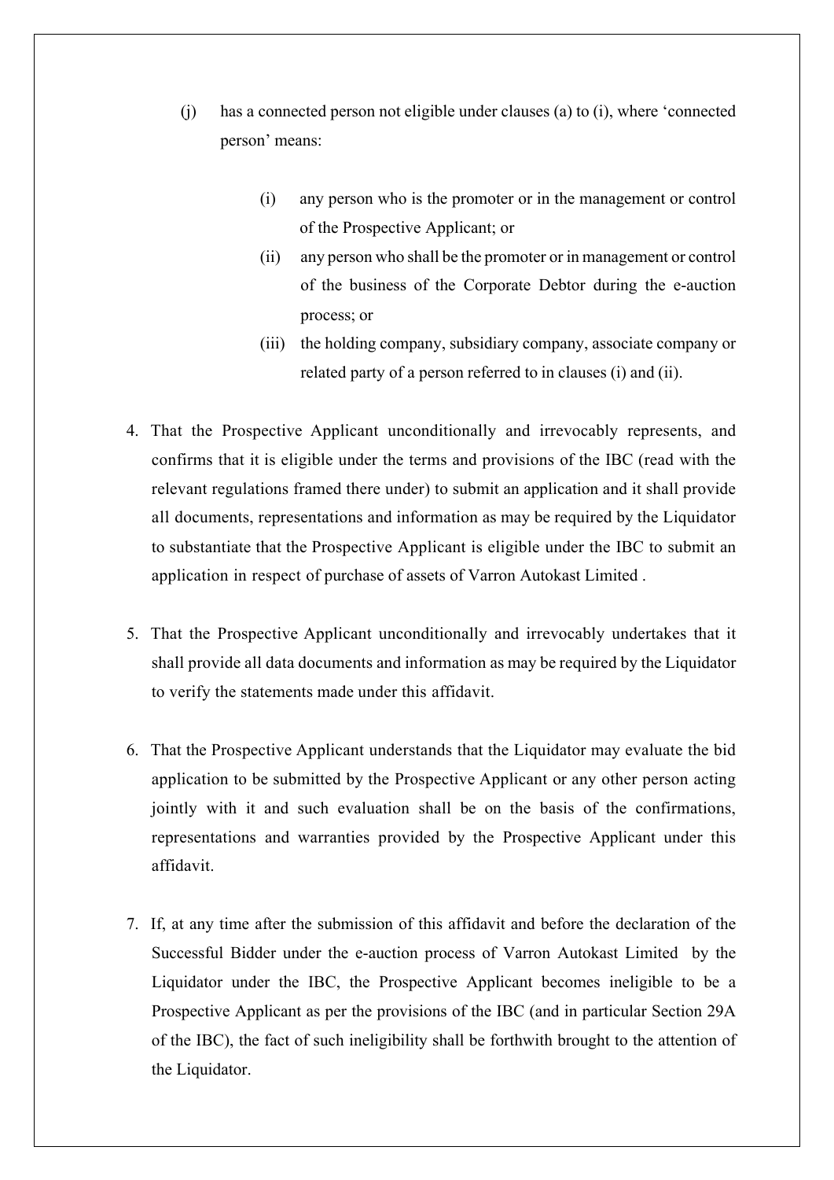(j) has a connected person not eligible under clauses (a) to (i), where 'connected person' means:

 (i) any person who is the promoter or in the management or control of the Prospective Applicant; or

 (ii) any person who shall be the promoter or in management or control of the business of the Corporate Debtor during the e-auction process; or

 (iii) the holding company, subsidiary company, associate company or related party of a person referred to in clauses (i) and (ii).

4. That the Prospective Applicant unconditionally and irrevocably represents, and confirms that it is eligible under the terms and provisions of the IBC (read with the relevant regulations framed there under) to submit an application and it shall provide all documents, representations and information as may be required by the Liquidator to substantiate that the Prospective Applicant is eligible under the IBC to submit an application in respect of purchase of assets of Varron Autokast Limited .

5. That the Prospective Applicant unconditionally and irrevocably undertakes that it shall provide all data documents and information as may be required by the Liquidator to verify the statements made under this affidavit.

6. That the Prospective Applicant understands that the Liquidator may evaluate the bid application to be submitted by the Prospective Applicant or any other person acting jointly with it and such evaluation shall be on the basis of the confirmations, representations and warranties provided by the Prospective Applicant under this affidavit.

7. If, at any time after the submission of this affidavit and before the declaration of the Successful Bidder under the e-auction process of Varron Autokast Limited by the Liquidator under the IBC, the Prospective Applicant becomes ineligible to be a Prospective Applicant as per the provisions of the IBC (and in particular Section 29A of the IBC), the fact of such ineligibility shall be forthwith brought to the attention of the Liquidator.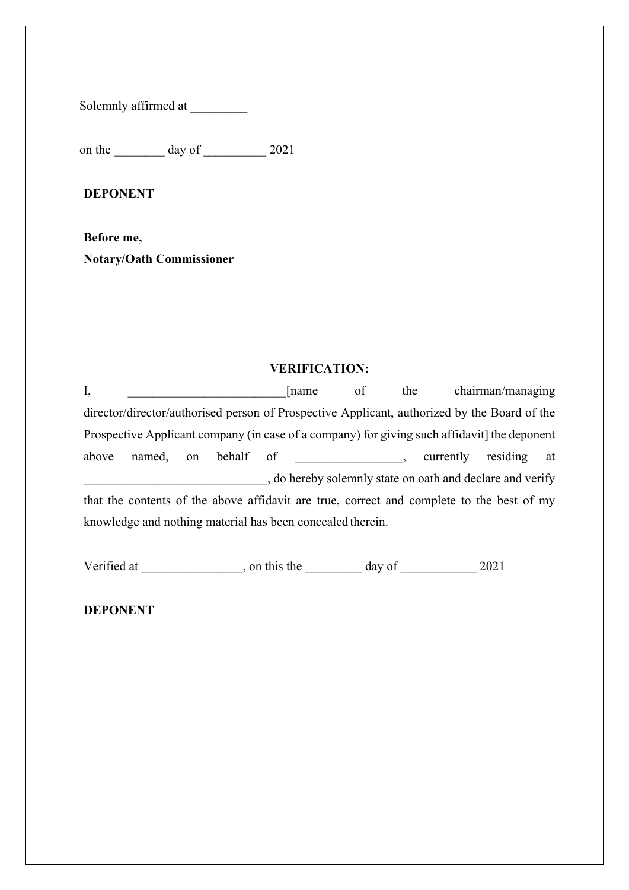Solemnly affirmed at _________

on the ________ day of __________ 2021

**DEPONENT**

**Before me,**
**Notary/Oath Commissioner**

**VERIFICATION:**

I, _________________________[name of the chairman/managing director/director/authorised person of Prospective Applicant, authorized by the Board of the Prospective Applicant company (in case of a company) for giving such affidavit] the deponent above named, on behalf of _________________, currently residing at _____________________________, do hereby solemnly state on oath and declare and verify that the contents of the above affidavit are true, correct and complete to the best of my knowledge and nothing material has been concealed therein.

Verified at ________________, on this the _________ day of ____________ 2021

**DEPONENT**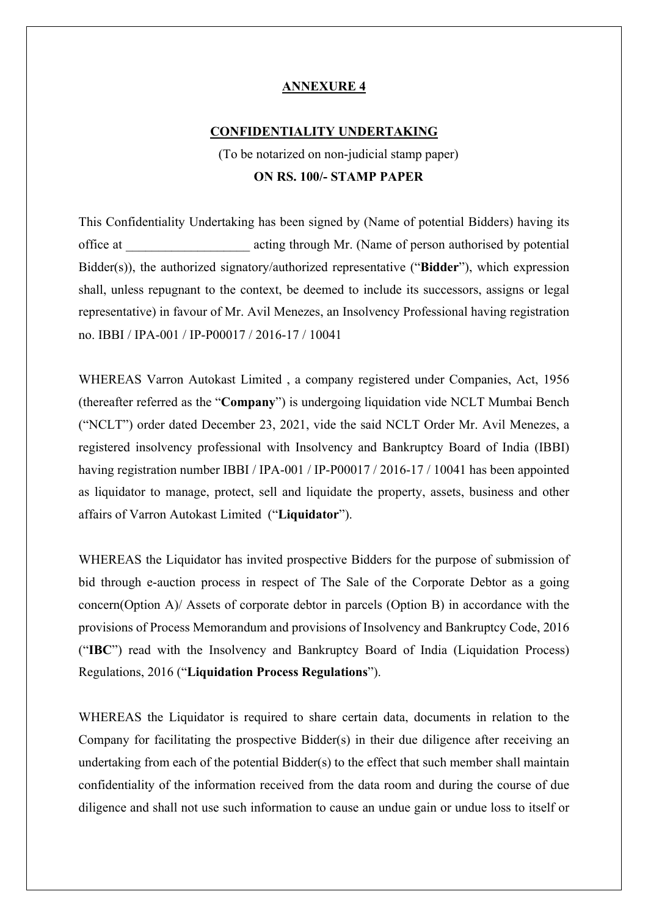**ANNEXURE 4**

**CONFIDENTIALITY UNDERTAKING**

(To be notarized on non-judicial stamp paper)

**ON RS. 100/- STAMP PAPER**

This Confidentiality Undertaking has been signed by (Name of potential Bidders) having its office at ___________________ acting through Mr. (Name of person authorised by potential Bidder(s)), the authorized signatory/authorized representative ("**Bidder**"), which expression shall, unless repugnant to the context, be deemed to include its successors, assigns or legal representative) in favour of Mr. Avil Menezes, an Insolvency Professional having registration no. IBBI / IPA-001 / IP-P00017 / 2016-17 / 10041

WHEREAS Varron Autokast Limited , a company registered under Companies, Act, 1956 (thereafter referred as the "**Company**") is undergoing liquidation vide NCLT Mumbai Bench ("NCLT") order dated December 23, 2021, vide the said NCLT Order Mr. Avil Menezes, a registered insolvency professional with Insolvency and Bankruptcy Board of India (IBBI) having registration number IBBI / IPA-001 / IP-P00017 / 2016-17 / 10041 has been appointed as liquidator to manage, protect, sell and liquidate the property, assets, business and other affairs of Varron Autokast Limited ("**Liquidator**").

WHEREAS the Liquidator has invited prospective Bidders for the purpose of submission of bid through e-auction process in respect of The Sale of the Corporate Debtor as a going concern(Option A)/ Assets of corporate debtor in parcels (Option B) in accordance with the provisions of Process Memorandum and provisions of Insolvency and Bankruptcy Code, 2016 ("**IBC**") read with the Insolvency and Bankruptcy Board of India (Liquidation Process) Regulations, 2016 ("**Liquidation Process Regulations**").

WHEREAS the Liquidator is required to share certain data, documents in relation to the Company for facilitating the prospective Bidder(s) in their due diligence after receiving an undertaking from each of the potential Bidder(s) to the effect that such member shall maintain confidentiality of the information received from the data room and during the course of due diligence and shall not use such information to cause an undue gain or undue loss to itself or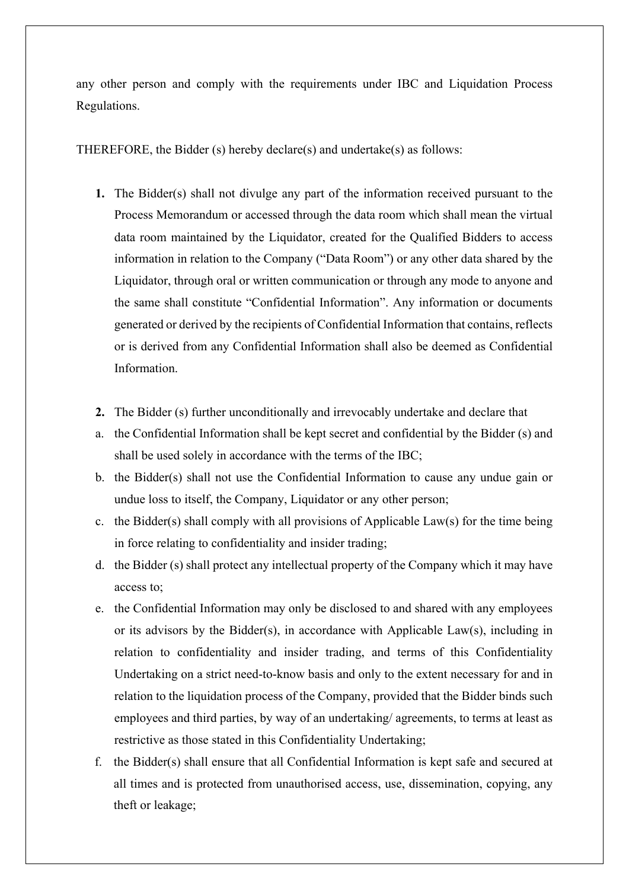any other person and comply with the requirements under IBC and Liquidation Process Regulations.

THEREFORE, the Bidder (s) hereby declare(s) and undertake(s) as follows:

1. The Bidder(s) shall not divulge any part of the information received pursuant to the Process Memorandum or accessed through the data room which shall mean the virtual data room maintained by the Liquidator, created for the Qualified Bidders to access information in relation to the Company ("Data Room") or any other data shared by the Liquidator, through oral or written communication or through any mode to anyone and the same shall constitute "Confidential Information". Any information or documents generated or derived by the recipients of Confidential Information that contains, reflects or is derived from any Confidential Information shall also be deemed as Confidential Information.

2. The Bidder (s) further unconditionally and irrevocably undertake and declare that

a. the Confidential Information shall be kept secret and confidential by the Bidder (s) and shall be used solely in accordance with the terms of the IBC;

b. the Bidder(s) shall not use the Confidential Information to cause any undue gain or undue loss to itself, the Company, Liquidator or any other person;

c. the Bidder(s) shall comply with all provisions of Applicable Law(s) for the time being in force relating to confidentiality and insider trading;

d. the Bidder (s) shall protect any intellectual property of the Company which it may have access to;

e. the Confidential Information may only be disclosed to and shared with any employees or its advisors by the Bidder(s), in accordance with Applicable Law(s), including in relation to confidentiality and insider trading, and terms of this Confidentiality Undertaking on a strict need-to-know basis and only to the extent necessary for and in relation to the liquidation process of the Company, provided that the Bidder binds such employees and third parties, by way of an undertaking/ agreements, to terms at least as restrictive as those stated in this Confidentiality Undertaking;

f. the Bidder(s) shall ensure that all Confidential Information is kept safe and secured at all times and is protected from unauthorised access, use, dissemination, copying, any theft or leakage;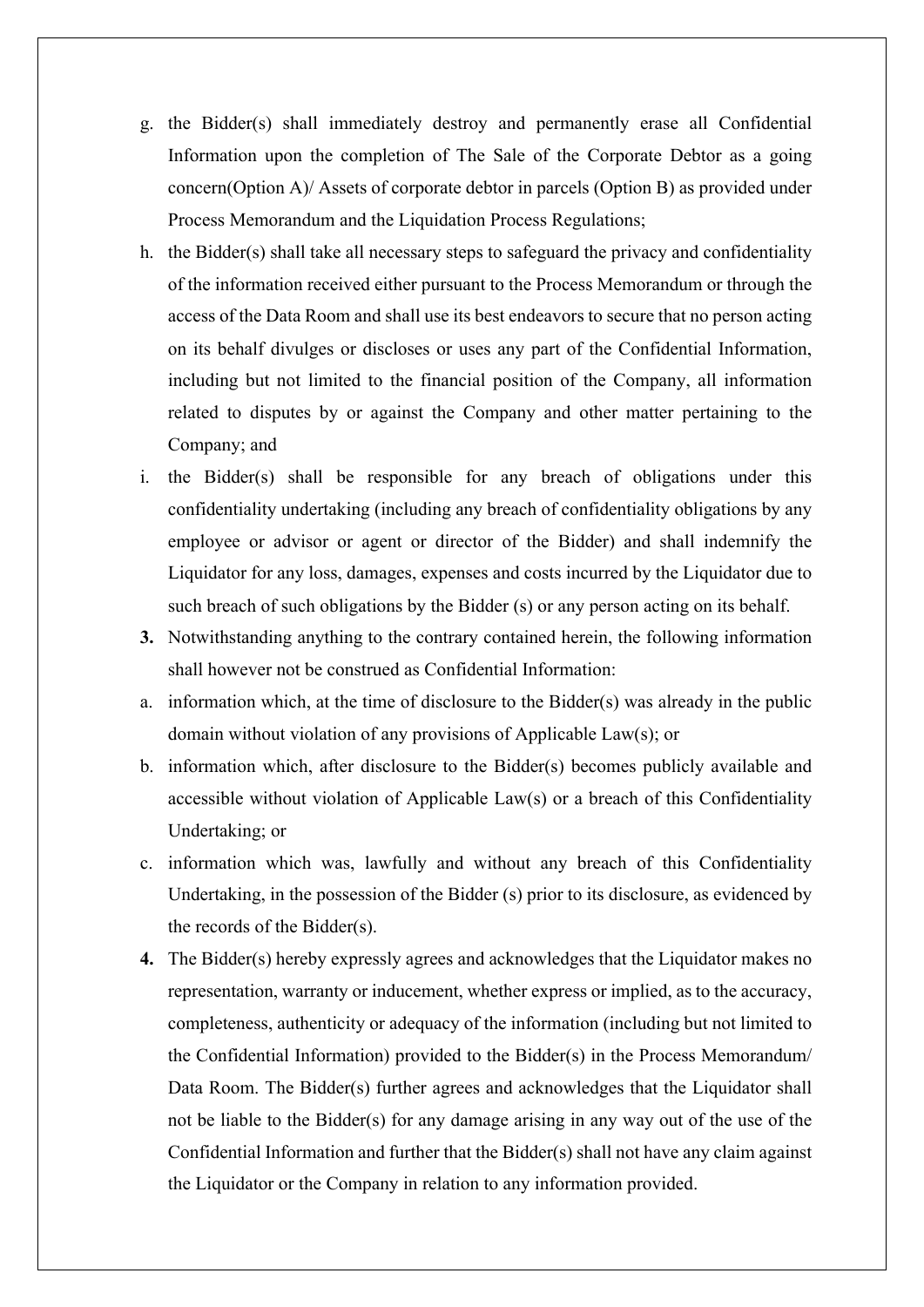g. the Bidder(s) shall immediately destroy and permanently erase all Confidential Information upon the completion of The Sale of the Corporate Debtor as a going concern(Option A)/ Assets of corporate debtor in parcels (Option B) as provided under Process Memorandum and the Liquidation Process Regulations;

h. the Bidder(s) shall take all necessary steps to safeguard the privacy and confidentiality of the information received either pursuant to the Process Memorandum or through the access of the Data Room and shall use its best endeavors to secure that no person acting on its behalf divulges or discloses or uses any part of the Confidential Information, including but not limited to the financial position of the Company, all information related to disputes by or against the Company and other matter pertaining to the Company; and

i. the Bidder(s) shall be responsible for any breach of obligations under this confidentiality undertaking (including any breach of confidentiality obligations by any employee or advisor or agent or director of the Bidder) and shall indemnify the Liquidator for any loss, damages, expenses and costs incurred by the Liquidator due to such breach of such obligations by the Bidder (s) or any person acting on its behalf.

**3.** Notwithstanding anything to the contrary contained herein, the following information shall however not be construed as Confidential Information:

a. information which, at the time of disclosure to the Bidder(s) was already in the public domain without violation of any provisions of Applicable Law(s); or

b. information which, after disclosure to the Bidder(s) becomes publicly available and accessible without violation of Applicable Law(s) or a breach of this Confidentiality Undertaking; or

c. information which was, lawfully and without any breach of this Confidentiality Undertaking, in the possession of the Bidder (s) prior to its disclosure, as evidenced by the records of the Bidder(s).

**4.** The Bidder(s) hereby expressly agrees and acknowledges that the Liquidator makes no representation, warranty or inducement, whether express or implied, as to the accuracy, completeness, authenticity or adequacy of the information (including but not limited to the Confidential Information) provided to the Bidder(s) in the Process Memorandum/ Data Room. The Bidder(s) further agrees and acknowledges that the Liquidator shall not be liable to the Bidder(s) for any damage arising in any way out of the use of the Confidential Information and further that the Bidder(s) shall not have any claim against the Liquidator or the Company in relation to any information provided.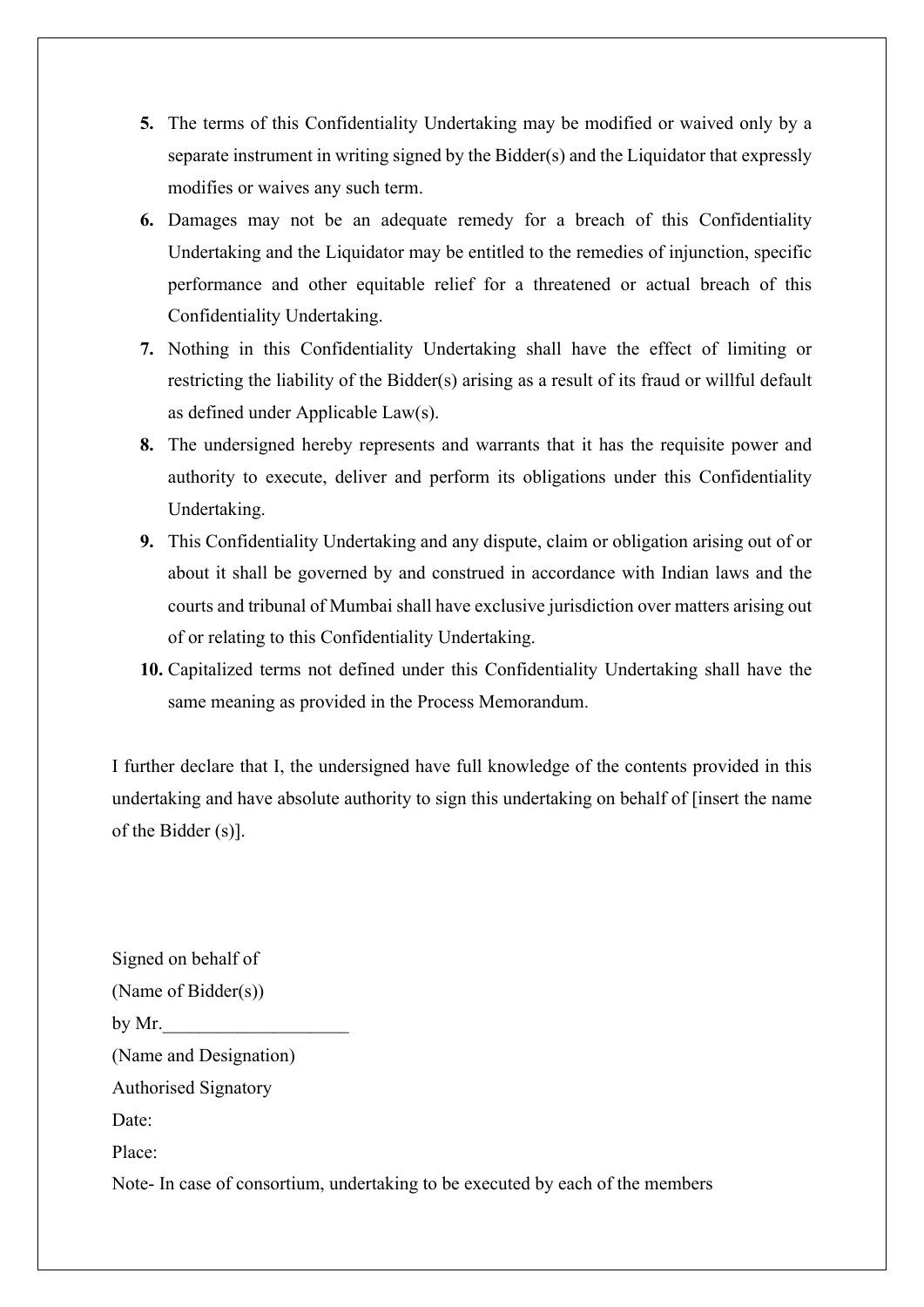5. The terms of this Confidentiality Undertaking may be modified or waived only by a separate instrument in writing signed by the Bidder(s) and the Liquidator that expressly modifies or waives any such term.
6. Damages may not be an adequate remedy for a breach of this Confidentiality Undertaking and the Liquidator may be entitled to the remedies of injunction, specific performance and other equitable relief for a threatened or actual breach of this Confidentiality Undertaking.
7. Nothing in this Confidentiality Undertaking shall have the effect of limiting or restricting the liability of the Bidder(s) arising as a result of its fraud or willful default as defined under Applicable Law(s).
8. The undersigned hereby represents and warrants that it has the requisite power and authority to execute, deliver and perform its obligations under this Confidentiality Undertaking.
9. This Confidentiality Undertaking and any dispute, claim or obligation arising out of or about it shall be governed by and construed in accordance with Indian laws and the courts and tribunal of Mumbai shall have exclusive jurisdiction over matters arising out of or relating to this Confidentiality Undertaking.
10. Capitalized terms not defined under this Confidentiality Undertaking shall have the same meaning as provided in the Process Memorandum.

I further declare that I, the undersigned have full knowledge of the contents provided in this undertaking and have absolute authority to sign this undertaking on behalf of [insert the name of the Bidder (s)].

Signed on behalf of
(Name of Bidder(s))
by Mr.____________________
(Name and Designation)
Authorised Signatory
Date:
Place:
Note- In case of consortium, undertaking to be executed by each of the members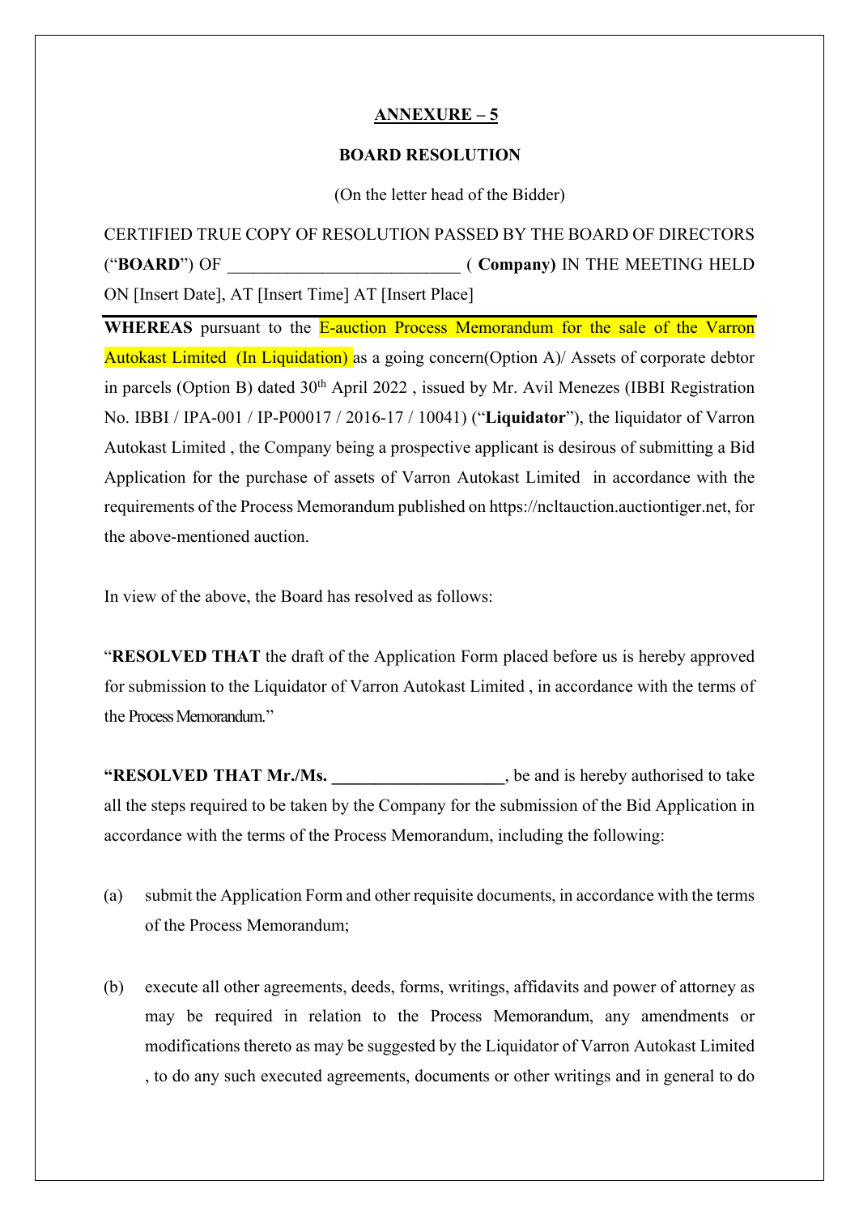**ANNEXURE – 5**

**BOARD RESOLUTION**

(On the letter head of the Bidder)

CERTIFIED TRUE COPY OF RESOLUTION PASSED BY THE BOARD OF DIRECTORS ("**BOARD**") OF ___________________________ ( **Company)** IN THE MEETING HELD ON [Insert Date], AT [Insert Time] AT [Insert Place]

**WHEREAS** pursuant to the E-auction Process Memorandum for the sale of the Varron Autokast Limited (In Liquidation) as a going concern(Option A)/ Assets of corporate debtor in parcels (Option B) dated 30th April 2022 , issued by Mr. Avil Menezes (IBBI Registration No. IBBI / IPA-001 / IP-P00017 / 2016-17 / 10041) ("**Liquidator**"), the liquidator of Varron Autokast Limited , the Company being a prospective applicant is desirous of submitting a Bid Application for the purchase of assets of Varron Autokast Limited in accordance with the requirements of the Process Memorandum published on https://ncltauction.auctiontiger.net, for the above-mentioned auction.

In view of the above, the Board has resolved as follows:

"**RESOLVED THAT** the draft of the Application Form placed before us is hereby approved for submission to the Liquidator of Varron Autokast Limited , in accordance with the terms of the Process Memorandum."

**"RESOLVED THAT Mr./Ms. ____________________**, be and is hereby authorised to take all the steps required to be taken by the Company for the submission of the Bid Application in accordance with the terms of the Process Memorandum, including the following:

(a) submit the Application Form and other requisite documents, in accordance with the terms of the Process Memorandum;

(b) execute all other agreements, deeds, forms, writings, affidavits and power of attorney as may be required in relation to the Process Memorandum, any amendments or modifications thereto as may be suggested by the Liquidator of Varron Autokast Limited , to do any such executed agreements, documents or other writings and in general to do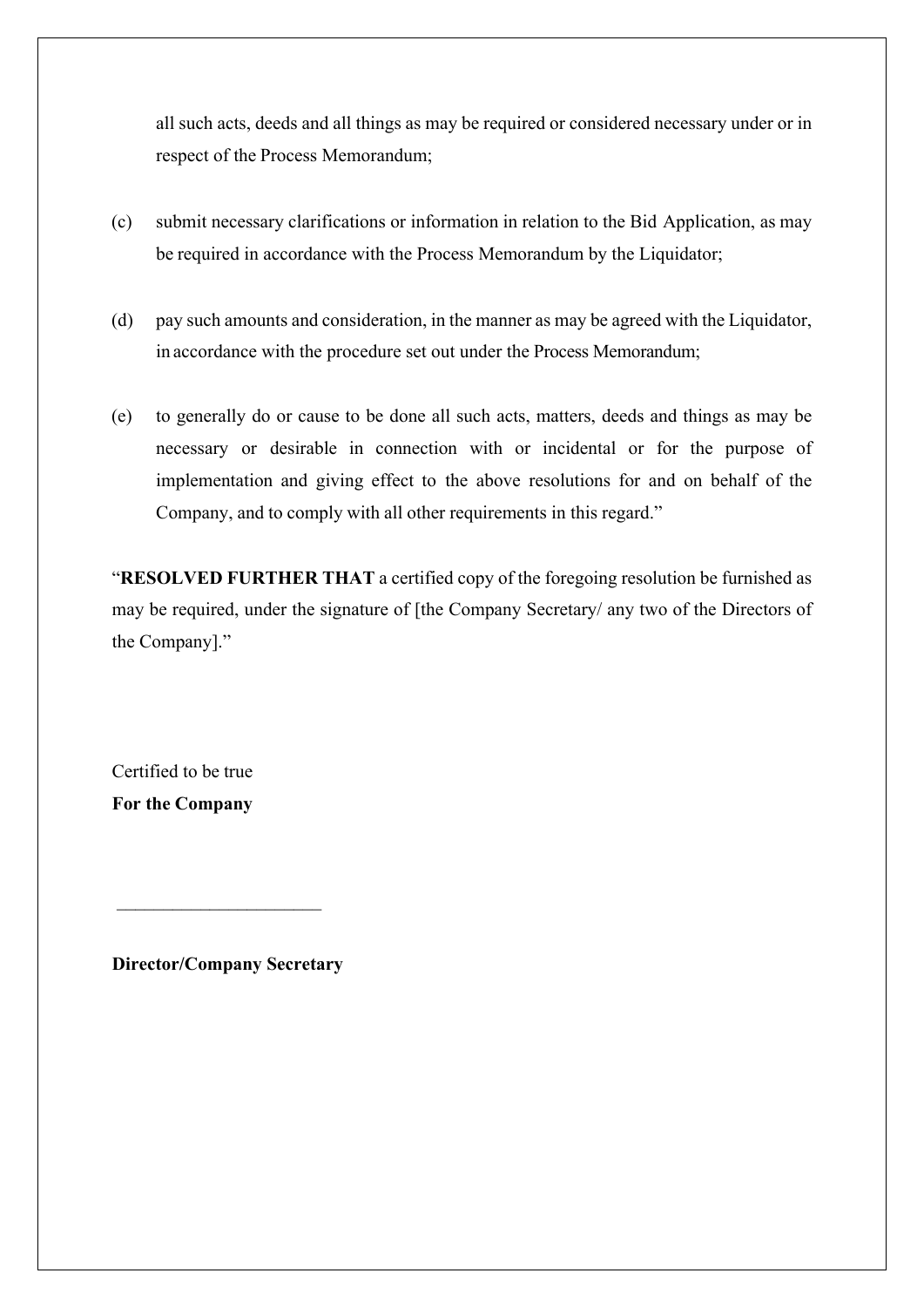all such acts, deeds and all things as may be required or considered necessary under or in respect of the Process Memorandum;

(c) submit necessary clarifications or information in relation to the Bid Application, as may be required in accordance with the Process Memorandum by the Liquidator;

(d) pay such amounts and consideration, in the manner as may be agreed with the Liquidator, in accordance with the procedure set out under the Process Memorandum;

(e) to generally do or cause to be done all such acts, matters, deeds and things as may be necessary or desirable in connection with or incidental or for the purpose of implementation and giving effect to the above resolutions for and on behalf of the Company, and to comply with all other requirements in this regard."

"**RESOLVED FURTHER THAT** a certified copy of the foregoing resolution be furnished as may be required, under the signature of [the Company Secretary/ any two of the Directors of the Company]."

Certified to be true
**For the Company**

______________________

**Director/Company Secretary**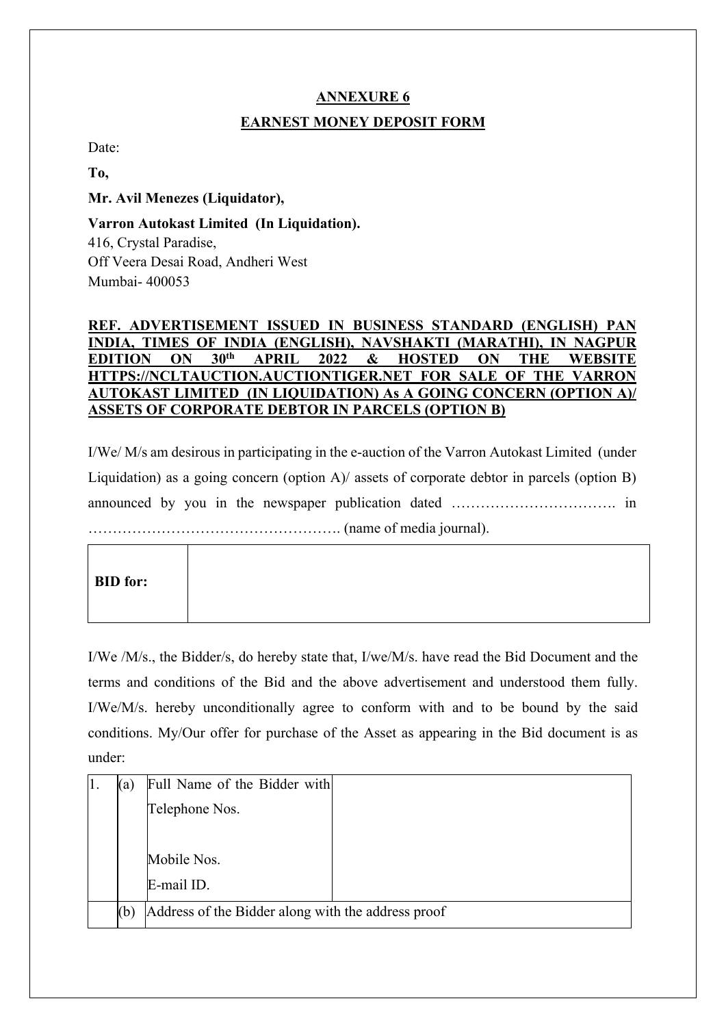## ANNEXURE 6

## EARNEST MONEY DEPOSIT FORM

Date:

**To,**

**Mr. Avil Menezes (Liquidator),**

**Varron Autokast Limited (In Liquidation).**
416, Crystal Paradise,
Off Veera Desai Road, Andheri West
Mumbai- 400053

**REF. ADVERTISEMENT ISSUED IN BUSINESS STANDARD (ENGLISH) PAN INDIA, TIMES OF INDIA (ENGLISH), NAVSHAKTI (MARATHI), IN NAGPUR EDITION ON 30th APRIL 2022 & HOSTED ON THE WEBSITE HTTPS://NCLTAUCTION.AUCTIONTIGER.NET FOR SALE OF THE VARRON AUTOKAST LIMITED (IN LIQUIDATION) As A GOING CONCERN (OPTION A)/ ASSETS OF CORPORATE DEBTOR IN PARCELS (OPTION B)**

I/We/ M/s am desirous in participating in the e-auction of the Varron Autokast Limited (under Liquidation) as a going concern (option A)/ assets of corporate debtor in parcels (option B) announced by you in the newspaper publication dated ……………………………. in ……………………………………………. (name of media journal).

| **BID for:** | |
|---|---|

I/We /M/s., the Bidder/s, do hereby state that, I/we/M/s. have read the Bid Document and the terms and conditions of the Bid and the above advertisement and understood them fully. I/We/M/s. hereby unconditionally agree to conform with and to be bound by the said conditions. My/Our offer for purchase of the Asset as appearing in the Bid document is as under:

| | | | |
|---|---|---|---|
| 1. | (a) | Full Name of the Bidder with Telephone Nos.<br><br>Mobile Nos.<br>E-mail ID. | |
| | (b) | Address of the Bidder along with the address proof | |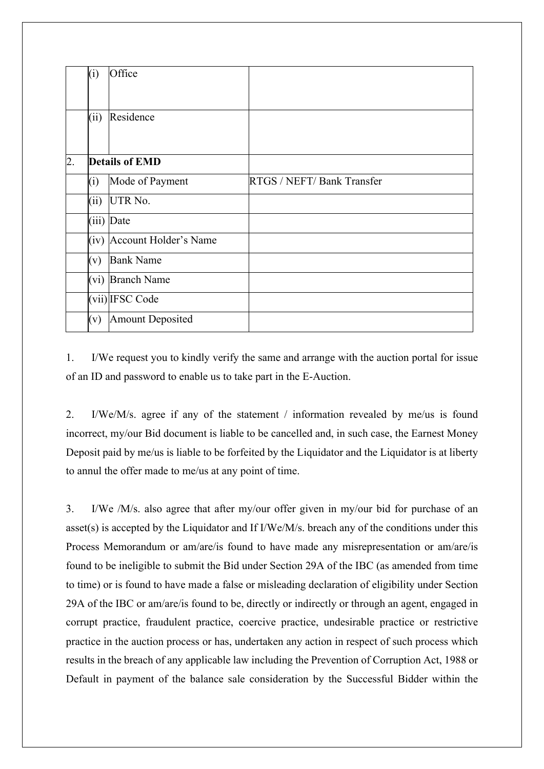|  |  |  |  |
|---|---|---|---|
|  | (i) | Office |  |
|  | (ii) | Residence |  |
| 2. | **Details of EMD** |  |  |
|  | (i) | Mode of Payment | RTGS / NEFT/ Bank Transfer |
|  | (ii) | UTR No. |  |
|  | (iii) | Date |  |
|  | (iv) | Account Holder's Name |  |
|  | (v) | Bank Name |  |
|  | (vi) | Branch Name |  |
|  | (vii) | IFSC Code |  |
|  | (v) | Amount Deposited |  |

1. I/We request you to kindly verify the same and arrange with the auction portal for issue of an ID and password to enable us to take part in the E-Auction.

2. I/We/M/s. agree if any of the statement / information revealed by me/us is found incorrect, my/our Bid document is liable to be cancelled and, in such case, the Earnest Money Deposit paid by me/us is liable to be forfeited by the Liquidator and the Liquidator is at liberty to annul the offer made to me/us at any point of time.

3. I/We /M/s. also agree that after my/our offer given in my/our bid for purchase of an asset(s) is accepted by the Liquidator and If I/We/M/s. breach any of the conditions under this Process Memorandum or am/are/is found to have made any misrepresentation or am/are/is found to be ineligible to submit the Bid under Section 29A of the IBC (as amended from time to time) or is found to have made a false or misleading declaration of eligibility under Section 29A of the IBC or am/are/is found to be, directly or indirectly or through an agent, engaged in corrupt practice, fraudulent practice, coercive practice, undesirable practice or restrictive practice in the auction process or has, undertaken any action in respect of such process which results in the breach of any applicable law including the Prevention of Corruption Act, 1988 or Default in payment of the balance sale consideration by the Successful Bidder within the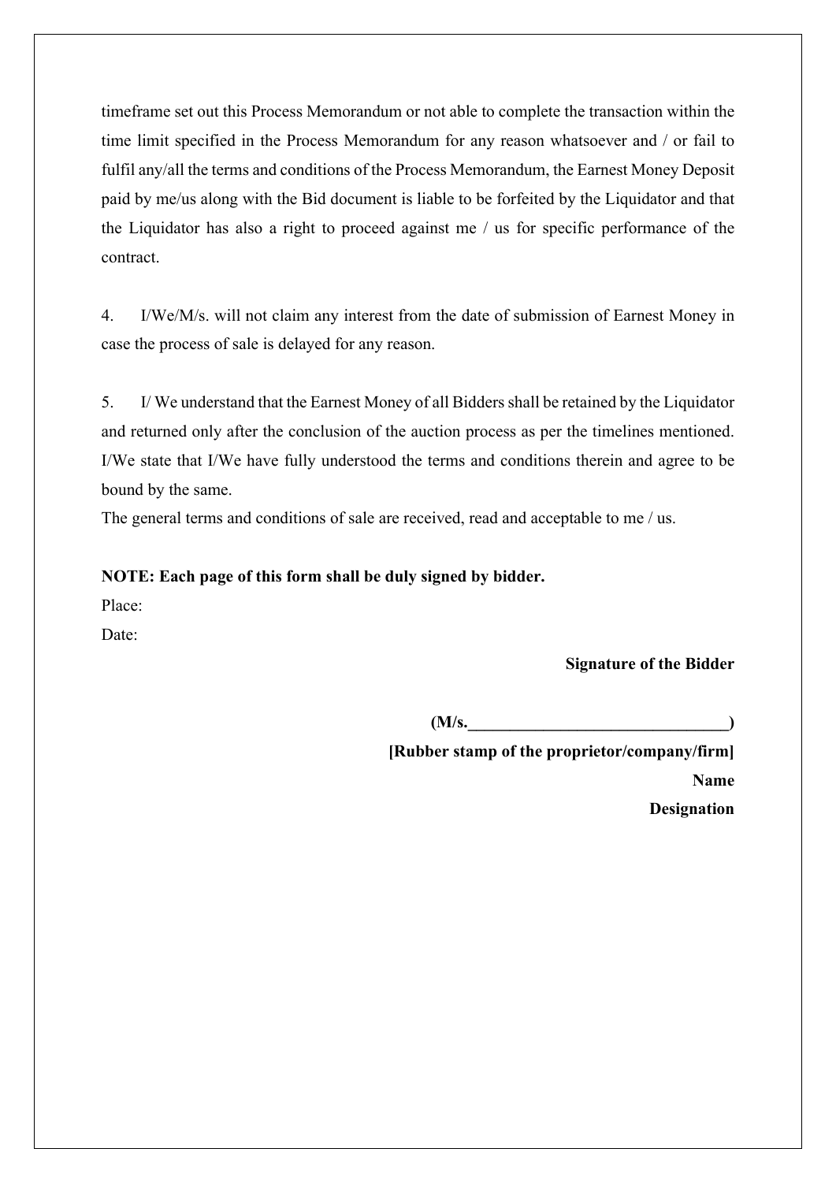timeframe set out this Process Memorandum or not able to complete the transaction within the time limit specified in the Process Memorandum for any reason whatsoever and / or fail to fulfil any/all the terms and conditions of the Process Memorandum, the Earnest Money Deposit paid by me/us along with the Bid document is liable to be forfeited by the Liquidator and that the Liquidator has also a right to proceed against me / us for specific performance of the contract.

4. I/We/M/s. will not claim any interest from the date of submission of Earnest Money in case the process of sale is delayed for any reason.

5. I/ We understand that the Earnest Money of all Bidders shall be retained by the Liquidator and returned only after the conclusion of the auction process as per the timelines mentioned. I/We state that I/We have fully understood the terms and conditions therein and agree to be bound by the same.

The general terms and conditions of sale are received, read and acceptable to me / us.

**NOTE: Each page of this form shall be duly signed by bidder.**

Place:

Date:

**Signature of the Bidder**

**(M/s.________________________________)**

**[Rubber stamp of the proprietor/company/firm]**

**Name**

**Designation**